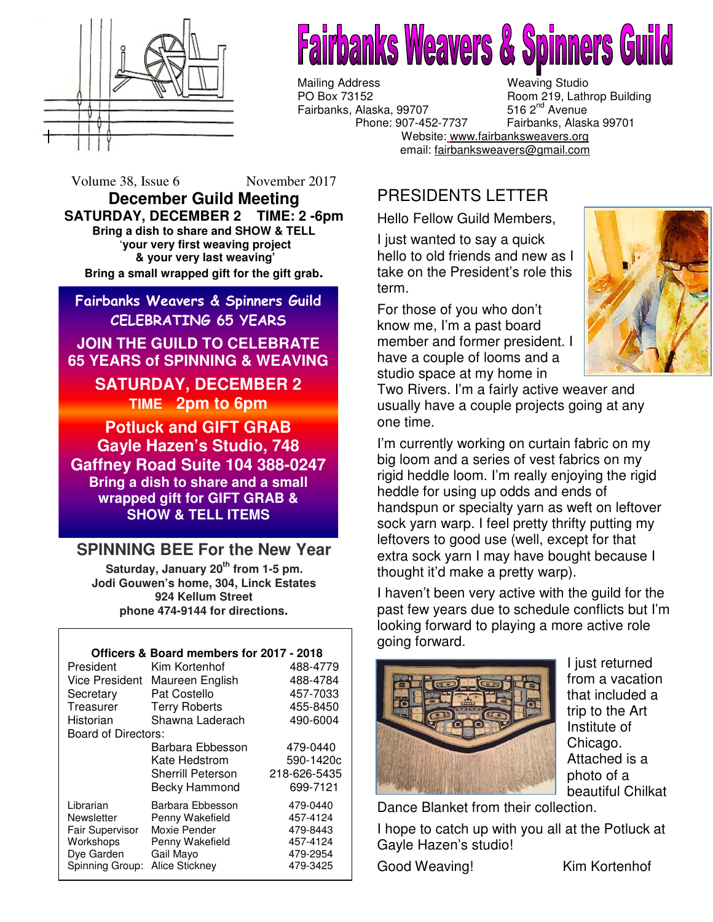# Fairbanks Weavers & Spinners Guild

Mailing Address
PO Box 73152
Fairbanks, Alaska, 99707
Phone: 907-452-7737

Weaving Studio
Room 219, Lathrop Building
516 2nd Avenue
Fairbanks, Alaska 99701

Website: www.fairbanksweavers.org
email: fairbanksweavers@gmail.com

Volume 38, Issue 6 November 2017

## December Guild Meeting

**SATURDAY, DECEMBER 2 TIME: 2 -6pm**

**Bring a dish to share and SHOW & TELL 'your very first weaving project & your very last weaving'**

**Bring a small wrapped gift for the gift grab.**

**Fairbanks Weavers & Spinners Guild CELEBRATING 65 YEARS**

**JOIN THE GUILD TO CELEBRATE 65 YEARS of SPINNING & WEAVING**

**SATURDAY, DECEMBER 2**
**TIME 2pm to 6pm**

**Potluck and GIFT GRAB**
**Gayle Hazen's Studio, 748 Gaffney Road Suite 104 388-0247**
**Bring a dish to share and a small wrapped gift for GIFT GRAB & SHOW & TELL ITEMS**

## SPINNING BEE For the New Year

**Saturday, January 20th from 1-5 pm.**
**Jodi Gouwen's home, 304, Linck Estates**
**924 Kellum Street**
**phone 474-9144 for directions.**

**Officers & Board members for 2017 - 2018**

| | | |
|---|---|---|
| President | Kim Kortenhof | 488-4779 |
| Vice President | Maureen English | 488-4784 |
| Secretary | Pat Costello | 457-7033 |
| Treasurer | Terry Roberts | 455-8450 |
| Historian | Shawna Laderach | 490-6004 |
| Board of Directors: | | |
| | Barbara Ebbesson | 479-0440 |
| | Kate Hedstrom | 590-1420c |
| | Sherrill Peterson | 218-626-5435 |
| | Becky Hammond | 699-7121 |
| Librarian | Barbara Ebbesson | 479-0440 |
| Newsletter | Penny Wakefield | 457-4124 |
| Fair Supervisor | Moxie Pender | 479-8443 |
| Workshops | Penny Wakefield | 457-4124 |
| Dye Garden | Gail Mayo | 479-2954 |
| Spinning Group: | Alice Stickney | 479-3425 |

## PRESIDENTS LETTER

Hello Fellow Guild Members,

I just wanted to say a quick hello to old friends and new as I take on the President's role this term.

For those of you who don't know me, I'm a past board member and former president. I have a couple of looms and a studio space at my home in Two Rivers. I'm a fairly active weaver and usually have a couple projects going at any one time.

I'm currently working on curtain fabric on my big loom and a series of vest fabrics on my rigid heddle loom. I'm really enjoying the rigid heddle for using up odds and ends of handspun or specialty yarn as weft on leftover sock yarn warp. I feel pretty thrifty putting my leftovers to good use (well, except for that extra sock yarn I may have bought because I thought it'd make a pretty warp).

I haven't been very active with the guild for the past few years due to schedule conflicts but I'm looking forward to playing a more active role going forward.

I just returned from a vacation that included a trip to the Art Institute of Chicago. Attached is a photo of a beautiful Chilkat Dance Blanket from their collection.

I hope to catch up with you all at the Potluck at Gayle Hazen's studio!

Good Weaving! Kim Kortenhof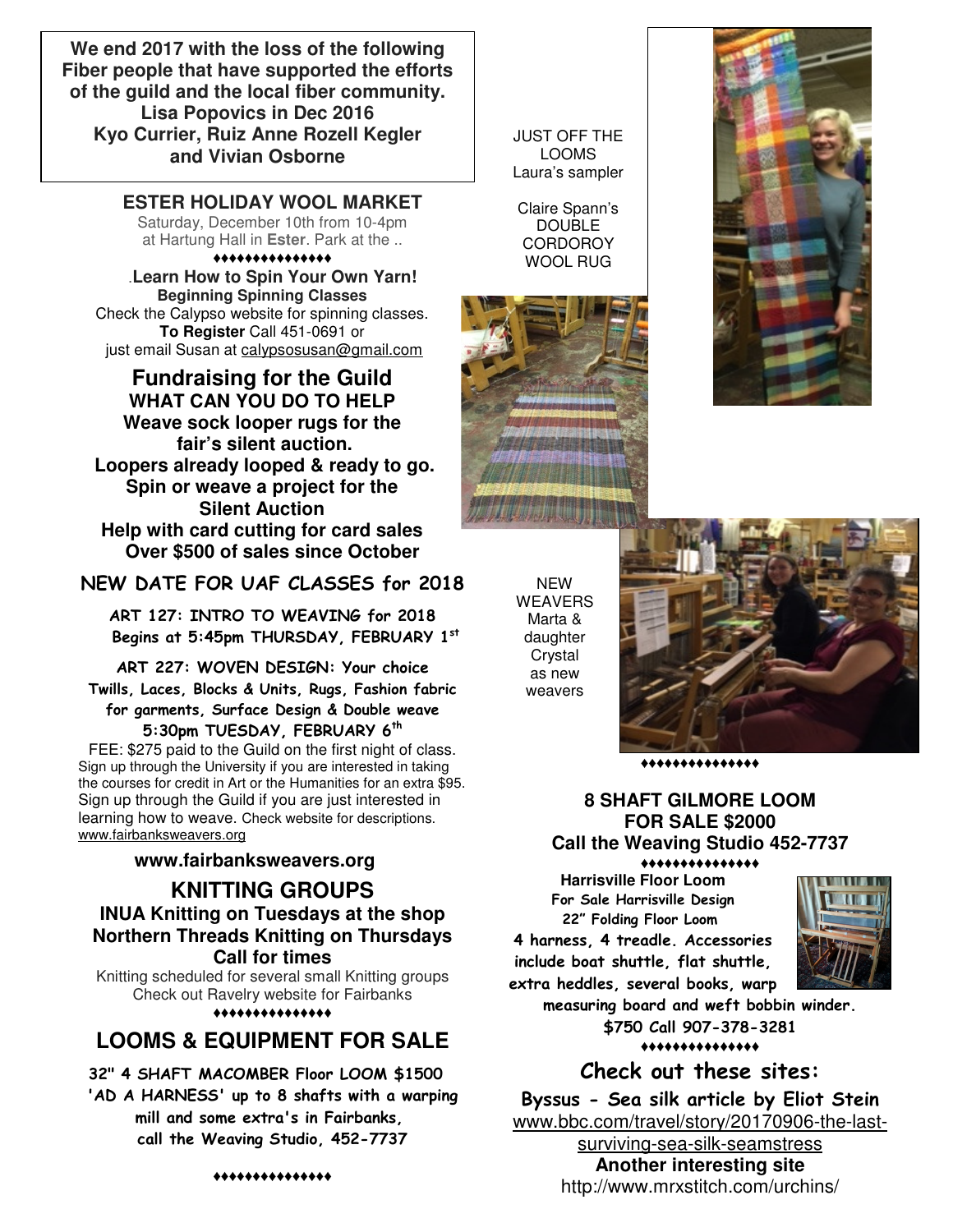**We end 2017 with the loss of the following Fiber people that have supported the efforts of the guild and the local fiber community.**
**Lisa Popovics in Dec 2016**
**Kyo Currier, Ruiz Anne Rozell Kegler and Vivian Osborne**

### ESTER HOLIDAY WOOL MARKET

Saturday, December 10th from 10-4pm at Hartung Hall in **Ester**. Park at the ..

♦♦♦♦♦♦♦♦♦♦♦♦♦♦♦

.**Learn How to Spin Your Own Yarn!**
**Beginning Spinning Classes**
Check the Calypso website for spinning classes.
**To Register** Call 451-0691 or just email Susan at calypsosusan@gmail.com

## Fundraising for the Guild

**WHAT CAN YOU DO TO HELP**
**Weave sock looper rugs for the fair's silent auction.**
**Loopers already looped & ready to go.**
**Spin or weave a project for the Silent Auction**
**Help with card cutting for card sales**
**Over $500 of sales since October**

### NEW DATE FOR UAF CLASSES for 2018

**ART 127: INTRO TO WEAVING for 2018**
**Begins at 5:45pm THURSDAY, FEBRUARY 1st**

**ART 227: WOVEN DESIGN: Your choice Twills, Laces, Blocks & Units, Rugs, Fashion fabric for garments, Surface Design & Double weave**
**5:30pm TUESDAY, FEBRUARY 6th**

FEE: $275 paid to the Guild on the first night of class. Sign up through the University if you are interested in taking the courses for credit in Art or the Humanities for an extra $95. Sign up through the Guild if you are just interested in learning how to weave. Check website for descriptions. www.fairbanksweavers.org

**www.fairbanksweavers.org**

## KNITTING GROUPS

**INUA Knitting on Tuesdays at the shop**
**Northern Threads Knitting on Thursdays**
**Call for times**
Knitting scheduled for several small Knitting groups
Check out Ravelry website for Fairbanks

♦♦♦♦♦♦♦♦♦♦♦♦♦♦♦

## LOOMS & EQUIPMENT FOR SALE

**32" 4 SHAFT MACOMBER Floor LOOM $1500 'AD A HARNESS' up to 8 shafts with a warping mill and some extra's in Fairbanks, call the Weaving Studio, 452-7737**

♦♦♦♦♦♦♦♦♦♦♦♦♦♦♦

JUST OFF THE LOOMS
Laura's sampler

Claire Spann's DOUBLE CORDOROY WOOL RUG

NEW WEAVERS
Marta & daughter Crystal as new weavers

♦♦♦♦♦♦♦♦♦♦♦♦♦♦♦

### 8 SHAFT GILMORE LOOM FOR SALE $2000

**Call the Weaving Studio 452-7737**

♦♦♦♦♦♦♦♦♦♦♦♦♦♦♦

**Harrisville Floor Loom**
**For Sale Harrisville Design 22" Folding Floor Loom**
**4 harness, 4 treadle. Accessories include boat shuttle, flat shuttle, extra heddles, several books, warp measuring board and weft bobbin winder.**
**$750 Call 907-378-3281**

♦♦♦♦♦♦♦♦♦♦♦♦♦♦♦

## Check out these sites:

**Byssus - Sea silk article by Eliot Stein**
www.bbc.com/travel/story/20170906-the-last-surviving-sea-silk-seamstress
**Another interesting site**
http://www.mrxstitch.com/urchins/